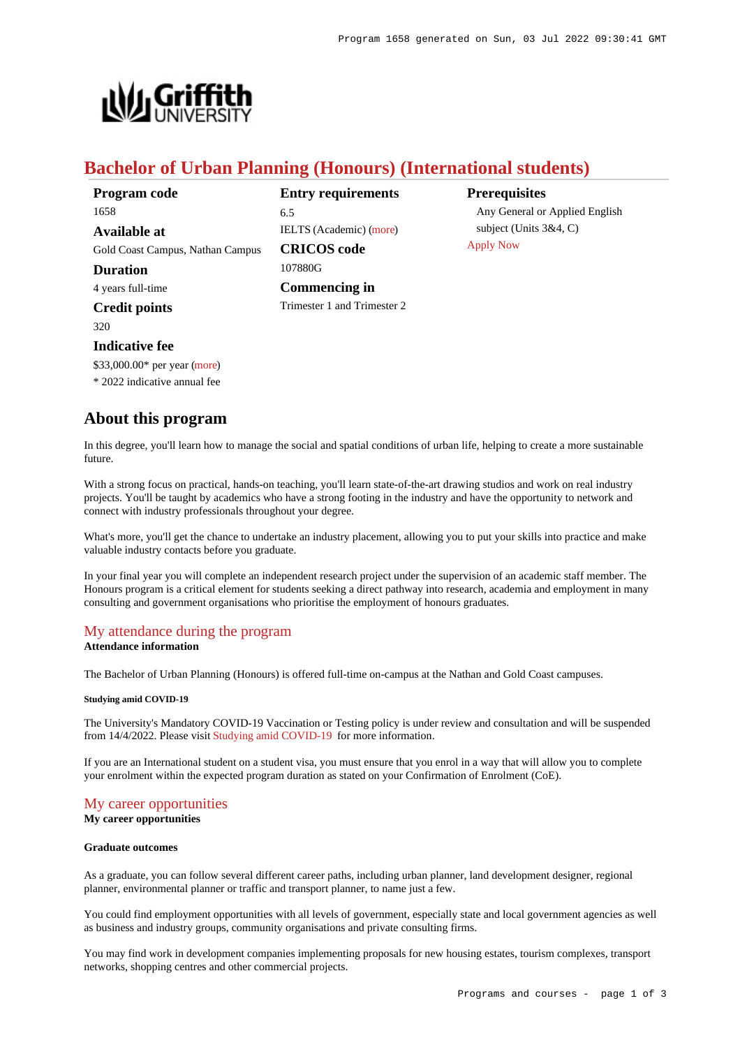# Bachelor of Urban Planning (Honours) (International students)

**Program code**
1658

**Available at**
Gold Coast Campus, Nathan Campus

**Duration**
4 years full-time

**Credit points**
320

**Indicative fee**
$33,000.00* per year (more)
* 2022 indicative annual fee

**Entry requirements**
6.5
IELTS (Academic) (more)

**CRICOS code**
107880G

**Commencing in**
Trimester 1 and Trimester 2

**Prerequisites**
Any General or Applied English subject (Units 3&4, C)
Apply Now

## About this program

In this degree, you'll learn how to manage the social and spatial conditions of urban life, helping to create a more sustainable future.

With a strong focus on practical, hands-on teaching, you'll learn state-of-the-art drawing studios and work on real industry projects. You'll be taught by academics who have a strong footing in the industry and have the opportunity to network and connect with industry professionals throughout your degree.

What's more, you'll get the chance to undertake an industry placement, allowing you to put your skills into practice and make valuable industry contacts before you graduate.

In your final year you will complete an independent research project under the supervision of an academic staff member. The Honours program is a critical element for students seeking a direct pathway into research, academia and employment in many consulting and government organisations who prioritise the employment of honours graduates.

### My attendance during the program

**Attendance information**

The Bachelor of Urban Planning (Honours) is offered full-time on-campus at the Nathan and Gold Coast campuses.

##### Studying amid COVID-19

The University's Mandatory COVID-19 Vaccination or Testing policy is under review and consultation and will be suspended from 14/4/2022. Please visit Studying amid COVID-19 for more information.

If you are an International student on a student visa, you must ensure that you enrol in a way that will allow you to complete your enrolment within the expected program duration as stated on your Confirmation of Enrolment (CoE).

### My career opportunities

**My career opportunities**

#### Graduate outcomes

As a graduate, you can follow several different career paths, including urban planner, land development designer, regional planner, environmental planner or traffic and transport planner, to name just a few.

You could find employment opportunities with all levels of government, especially state and local government agencies as well as business and industry groups, community organisations and private consulting firms.

You may find work in development companies implementing proposals for new housing estates, tourism complexes, transport networks, shopping centres and other commercial projects.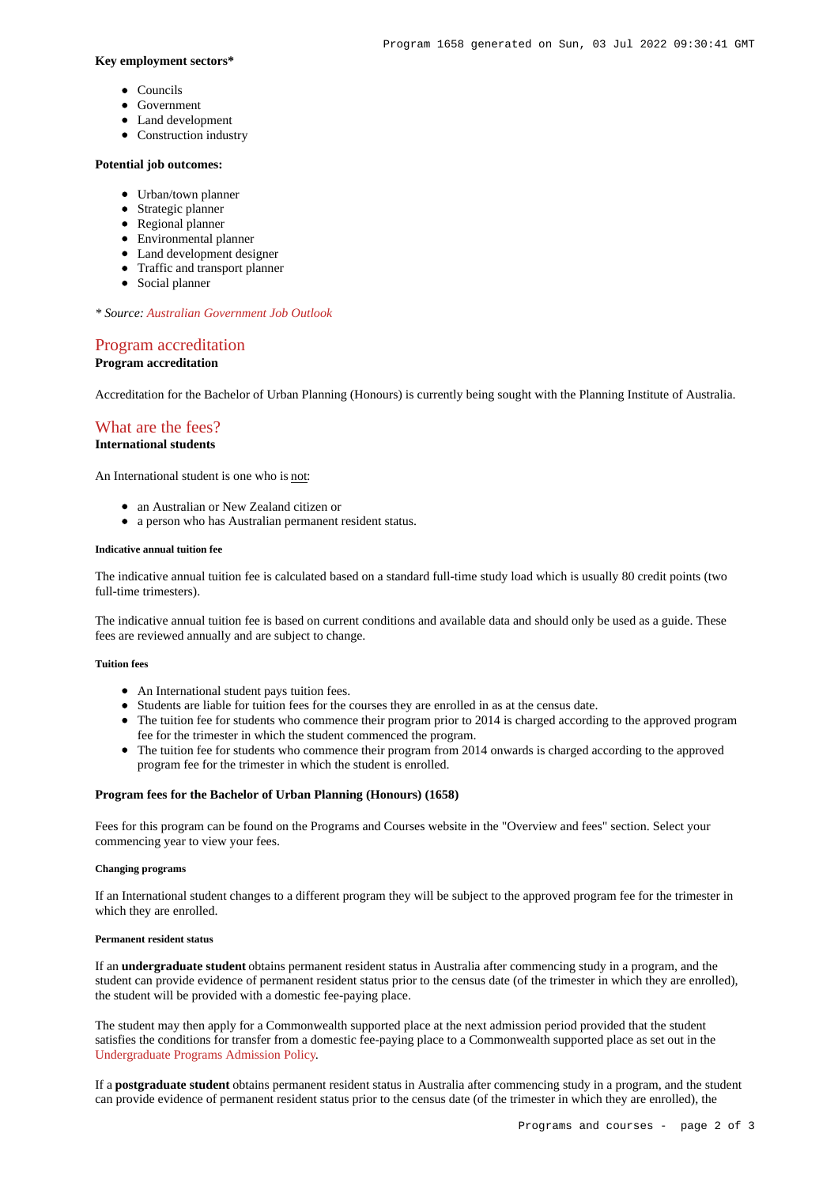**Key employment sectors***

- Councils
- Government
- Land development
- Construction industry

**Potential job outcomes:**

- Urban/town planner
- Strategic planner
- Regional planner
- Environmental planner
- Land development designer
- Traffic and transport planner
- Social planner

*\* Source: Australian Government Job Outlook*

## Program accreditation

**Program accreditation**

Accreditation for the Bachelor of Urban Planning (Honours) is currently being sought with the Planning Institute of Australia.

## What are the fees?

**International students**

An International student is one who is not:

- an Australian or New Zealand citizen or
- a person who has Australian permanent resident status.

##### Indicative annual tuition fee

The indicative annual tuition fee is calculated based on a standard full-time study load which is usually 80 credit points (two full-time trimesters).

The indicative annual tuition fee is based on current conditions and available data and should only be used as a guide. These fees are reviewed annually and are subject to change.

##### Tuition fees

- An International student pays tuition fees.
- Students are liable for tuition fees for the courses they are enrolled in as at the census date.
- The tuition fee for students who commence their program prior to 2014 is charged according to the approved program fee for the trimester in which the student commenced the program.
- The tuition fee for students who commence their program from 2014 onwards is charged according to the approved program fee for the trimester in which the student is enrolled.

**Program fees for the Bachelor of Urban Planning (Honours) (1658)**

Fees for this program can be found on the Programs and Courses website in the "Overview and fees" section. Select your commencing year to view your fees.

##### Changing programs

If an International student changes to a different program they will be subject to the approved program fee for the trimester in which they are enrolled.

##### Permanent resident status

If an **undergraduate student** obtains permanent resident status in Australia after commencing study in a program, and the student can provide evidence of permanent resident status prior to the census date (of the trimester in which they are enrolled), the student will be provided with a domestic fee-paying place.

The student may then apply for a Commonwealth supported place at the next admission period provided that the student satisfies the conditions for transfer from a domestic fee-paying place to a Commonwealth supported place as set out in the Undergraduate Programs Admission Policy.

If a **postgraduate student** obtains permanent resident status in Australia after commencing study in a program, and the student can provide evidence of permanent resident status prior to the census date (of the trimester in which they are enrolled), the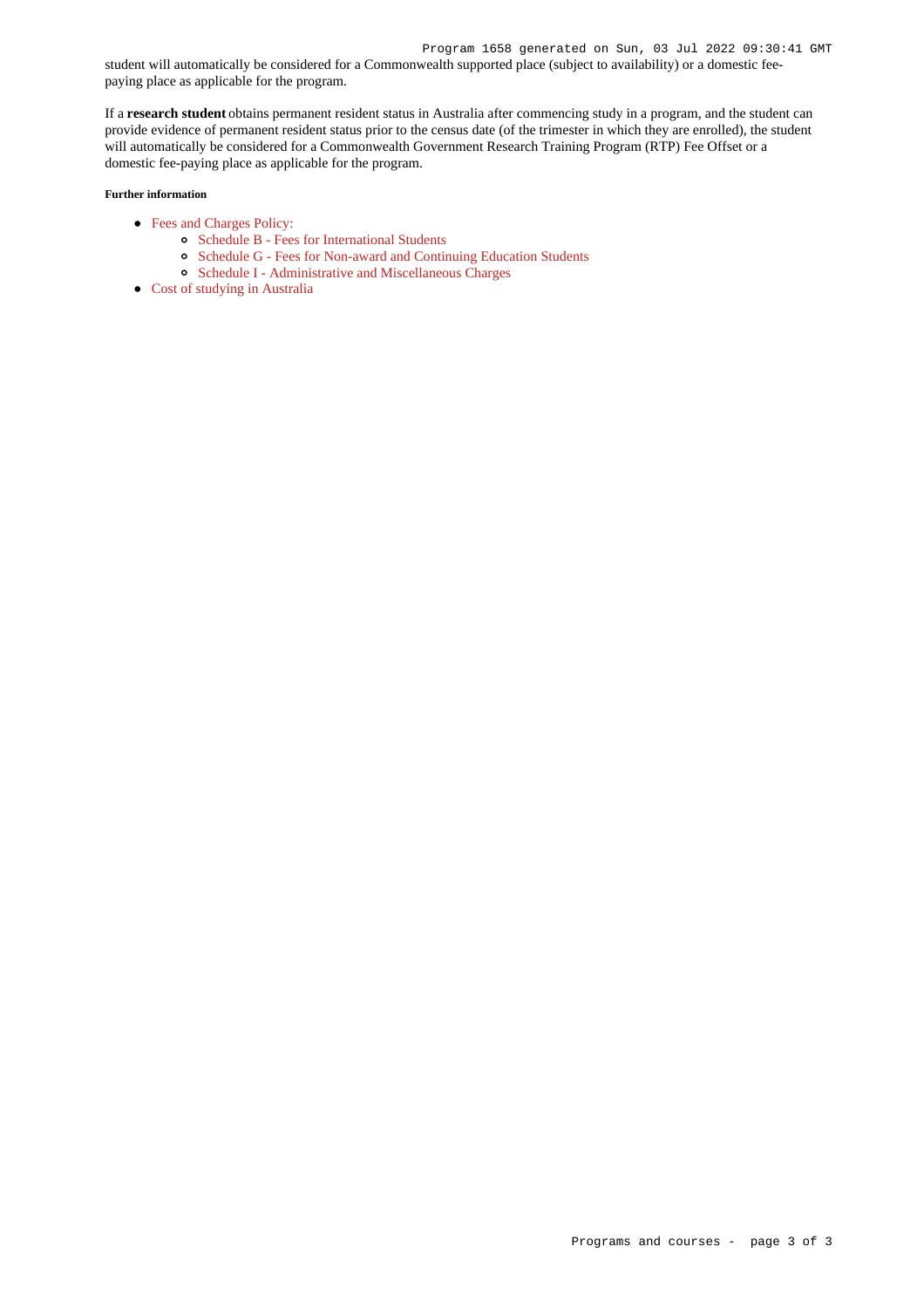student will automatically be considered for a Commonwealth supported place (subject to availability) or a domestic fee-paying place as applicable for the program.

If a **research student** obtains permanent resident status in Australia after commencing study in a program, and the student can provide evidence of permanent resident status prior to the census date (of the trimester in which they are enrolled), the student will automatically be considered for a Commonwealth Government Research Training Program (RTP) Fee Offset or a domestic fee-paying place as applicable for the program.

##### Further information

- Fees and Charges Policy:
  - Schedule B - Fees for International Students
  - Schedule G - Fees for Non-award and Continuing Education Students
  - Schedule I - Administrative and Miscellaneous Charges
- Cost of studying in Australia